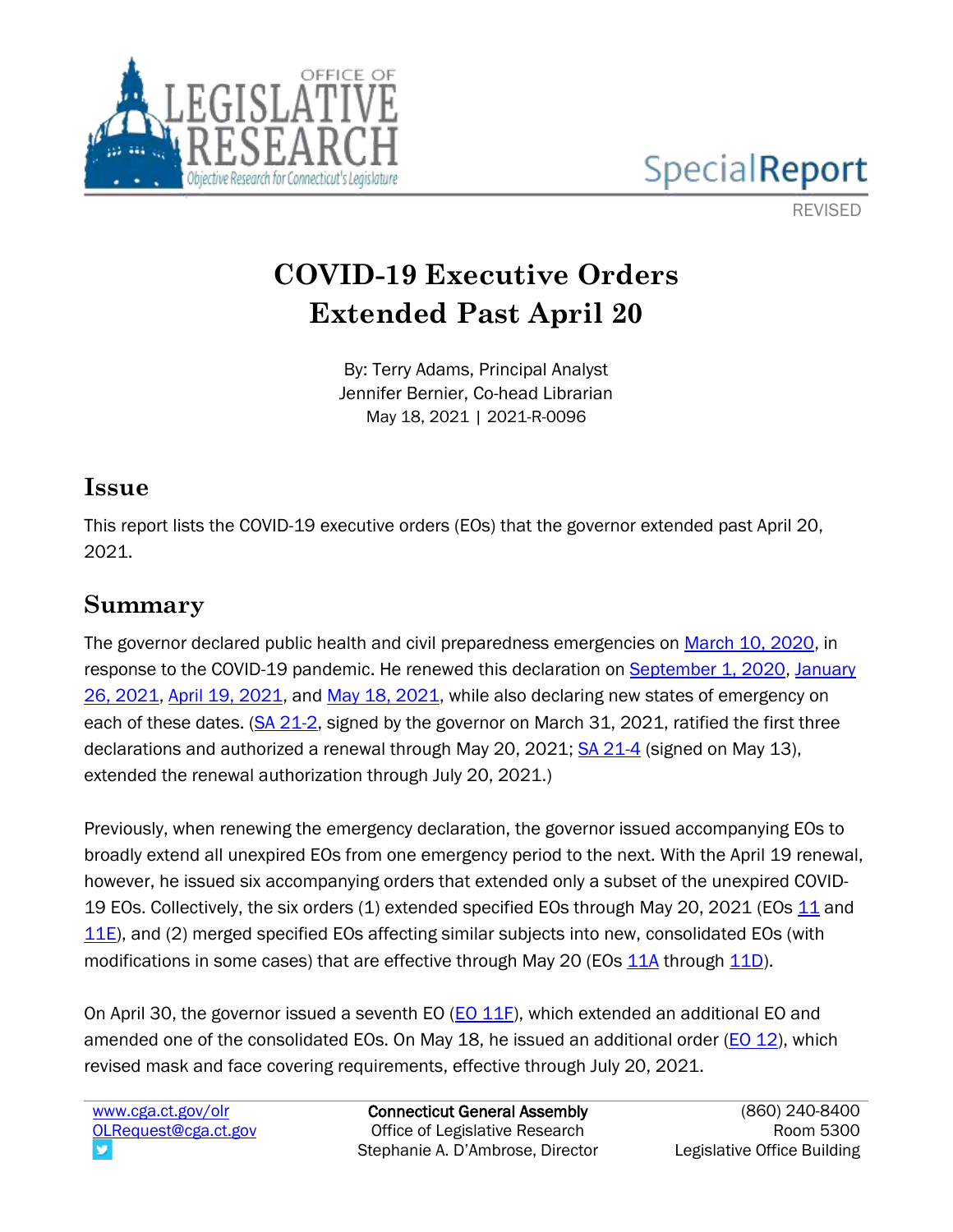Special Report

REVISED

# COVID-19 Executive Orders Extended Past April 20

By: Terry Adams, Principal Analyst
Jennifer Bernier, Co-head Librarian
May 18, 2021 | 2021-R-0096

## Issue

This report lists the COVID-19 executive orders (EOs) that the governor extended past April 20, 2021.

## Summary

The governor declared public health and civil preparedness emergencies on March 10, 2020, in response to the COVID-19 pandemic. He renewed this declaration on September 1, 2020, January 26, 2021, April 19, 2021, and May 18, 2021, while also declaring new states of emergency on each of these dates. (SA 21-2, signed by the governor on March 31, 2021, ratified the first three declarations and authorized a renewal through May 20, 2021; SA 21-4 (signed on May 13), extended the renewal authorization through July 20, 2021.)

Previously, when renewing the emergency declaration, the governor issued accompanying EOs to broadly extend all unexpired EOs from one emergency period to the next. With the April 19 renewal, however, he issued six accompanying orders that extended only a subset of the unexpired COVID-19 EOs. Collectively, the six orders (1) extended specified EOs through May 20, 2021 (EOs 11 and 11E), and (2) merged specified EOs affecting similar subjects into new, consolidated EOs (with modifications in some cases) that are effective through May 20 (EOs 11A through 11D).

On April 30, the governor issued a seventh EO (EO 11F), which extended an additional EO and amended one of the consolidated EOs. On May 18, he issued an additional order (EO 12), which revised mask and face covering requirements, effective through July 20, 2021.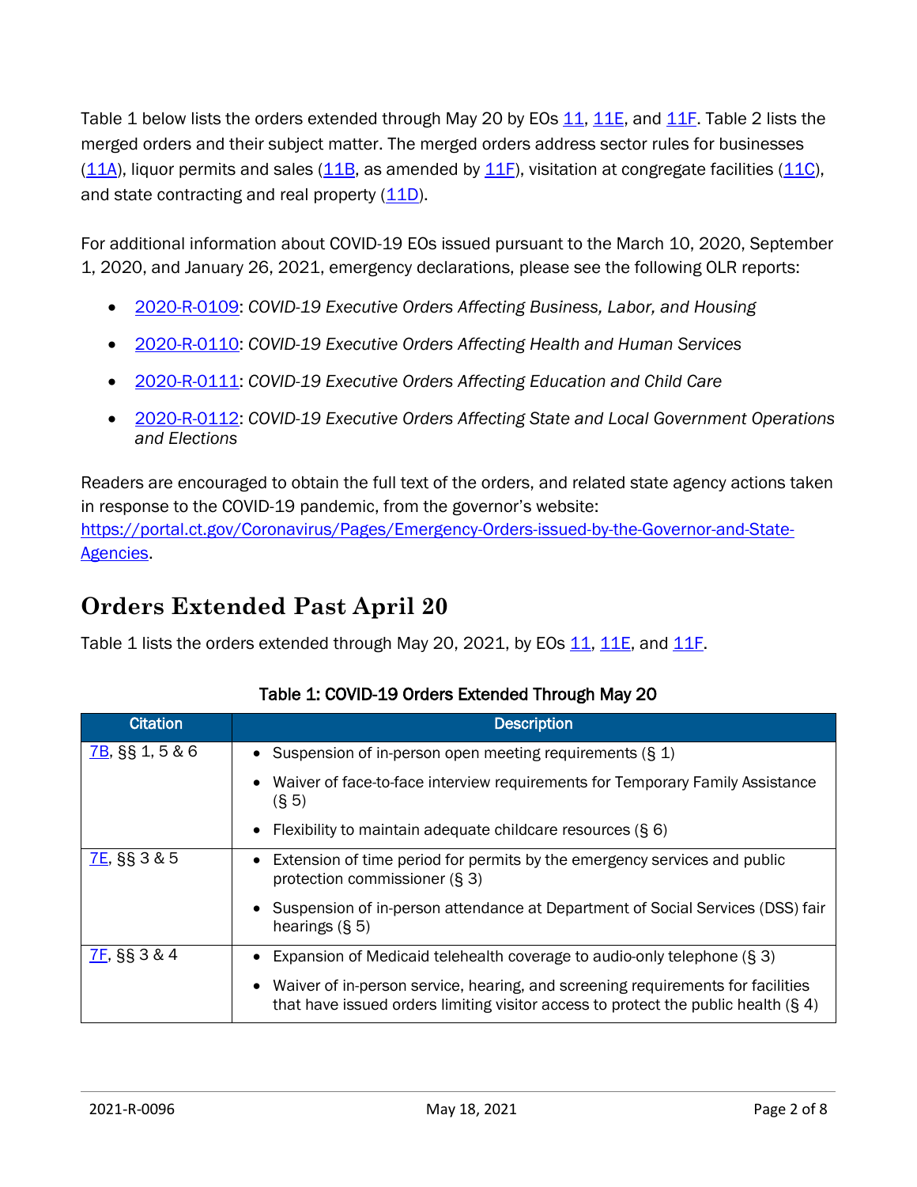Table 1 below lists the orders extended through May 20 by EOs 11, 11E, and 11F. Table 2 lists the merged orders and their subject matter. The merged orders address sector rules for businesses (11A), liquor permits and sales (11B, as amended by 11F), visitation at congregate facilities (11C), and state contracting and real property (11D).

For additional information about COVID-19 EOs issued pursuant to the March 10, 2020, September 1, 2020, and January 26, 2021, emergency declarations, please see the following OLR reports:

- 2020-R-0109: *COVID-19 Executive Orders Affecting Business, Labor, and Housing*
- 2020-R-0110: *COVID-19 Executive Orders Affecting Health and Human Services*
- 2020-R-0111: *COVID-19 Executive Orders Affecting Education and Child Care*
- 2020-R-0112: *COVID-19 Executive Orders Affecting State and Local Government Operations and Elections*

Readers are encouraged to obtain the full text of the orders, and related state agency actions taken in response to the COVID-19 pandemic, from the governor's website: https://portal.ct.gov/Coronavirus/Pages/Emergency-Orders-issued-by-the-Governor-and-State-Agencies.

## Orders Extended Past April 20

Table 1 lists the orders extended through May 20, 2021, by EOs 11, 11E, and 11F.

**Table 1: COVID-19 Orders Extended Through May 20**

| Citation | Description |
|---|---|
| 7B, §§ 1, 5 & 6 | • Suspension of in-person open meeting requirements (§ 1)<br>• Waiver of face-to-face interview requirements for Temporary Family Assistance (§ 5)<br>• Flexibility to maintain adequate childcare resources (§ 6) |
| 7E, §§ 3 & 5 | • Extension of time period for permits by the emergency services and public protection commissioner (§ 3)<br>• Suspension of in-person attendance at Department of Social Services (DSS) fair hearings (§ 5) |
| 7F, §§ 3 & 4 | • Expansion of Medicaid telehealth coverage to audio-only telephone (§ 3)<br>• Waiver of in-person service, hearing, and screening requirements for facilities that have issued orders limiting visitor access to protect the public health (§ 4) |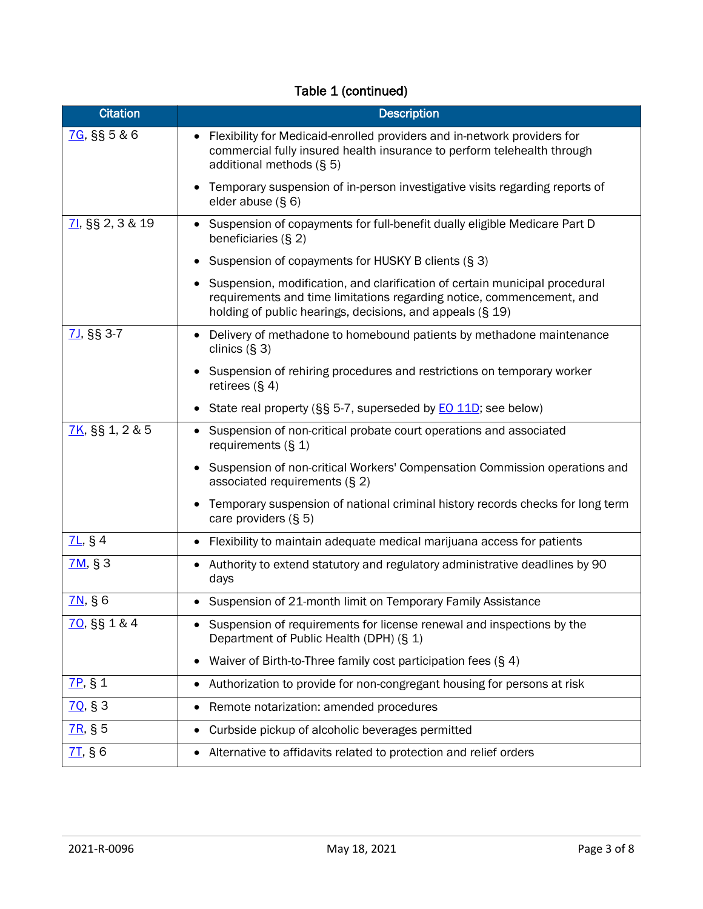Table 1 (continued)

| Citation | Description |
|---|---|
| 7G, §§ 5 & 6 | • Flexibility for Medicaid-enrolled providers and in-network providers for commercial fully insured health insurance to perform telehealth through additional methods (§ 5)<br>• Temporary suspension of in-person investigative visits regarding reports of elder abuse (§ 6) |
| 7I, §§ 2, 3 & 19 | • Suspension of copayments for full-benefit dually eligible Medicare Part D beneficiaries (§ 2)<br>• Suspension of copayments for HUSKY B clients (§ 3)<br>• Suspension, modification, and clarification of certain municipal procedural requirements and time limitations regarding notice, commencement, and holding of public hearings, decisions, and appeals (§ 19) |
| 7J, §§ 3-7 | • Delivery of methadone to homebound patients by methadone maintenance clinics (§ 3)<br>• Suspension of rehiring procedures and restrictions on temporary worker retirees (§ 4)<br>• State real property (§§ 5-7, superseded by EO 11D; see below) |
| 7K, §§ 1, 2 & 5 | • Suspension of non-critical probate court operations and associated requirements (§ 1)<br>• Suspension of non-critical Workers' Compensation Commission operations and associated requirements (§ 2)<br>• Temporary suspension of national criminal history records checks for long term care providers (§ 5) |
| 7L, § 4 | • Flexibility to maintain adequate medical marijuana access for patients |
| 7M, § 3 | • Authority to extend statutory and regulatory administrative deadlines by 90 days |
| 7N, § 6 | • Suspension of 21-month limit on Temporary Family Assistance |
| 7O, §§ 1 & 4 | • Suspension of requirements for license renewal and inspections by the Department of Public Health (DPH) (§ 1)<br>• Waiver of Birth-to-Three family cost participation fees (§ 4) |
| 7P, § 1 | • Authorization to provide for non-congregant housing for persons at risk |
| 7Q, § 3 | • Remote notarization: amended procedures |
| 7R, § 5 | • Curbside pickup of alcoholic beverages permitted |
| 7T, § 6 | • Alternative to affidavits related to protection and relief orders |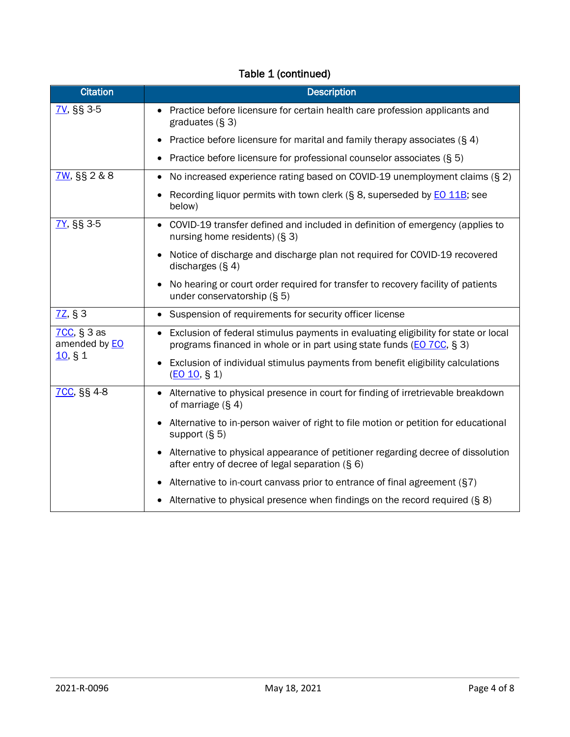Table 1 (continued)

| Citation | Description |
| --- | --- |
| 7V, §§ 3-5 | • Practice before licensure for certain health care profession applicants and graduates (§ 3)<br>• Practice before licensure for marital and family therapy associates (§ 4)<br>• Practice before licensure for professional counselor associates (§ 5) |
| 7W, §§ 2 & 8 | • No increased experience rating based on COVID-19 unemployment claims (§ 2)<br>• Recording liquor permits with town clerk (§ 8, superseded by EO 11B; see below) |
| 7Y, §§ 3-5 | • COVID-19 transfer defined and included in definition of emergency (applies to nursing home residents) (§ 3)<br>• Notice of discharge and discharge plan not required for COVID-19 recovered discharges (§ 4)<br>• No hearing or court order required for transfer to recovery facility of patients under conservatorship (§ 5) |
| 7Z, § 3 | • Suspension of requirements for security officer license |
| 7CC, § 3 as amended by EO 10, § 1 | • Exclusion of federal stimulus payments in evaluating eligibility for state or local programs financed in whole or in part using state funds (EO 7CC, § 3)<br>• Exclusion of individual stimulus payments from benefit eligibility calculations (EO 10, § 1) |
| 7CC, §§ 4-8 | • Alternative to physical presence in court for finding of irretrievable breakdown of marriage (§ 4)<br>• Alternative to in-person waiver of right to file motion or petition for educational support (§ 5)<br>• Alternative to physical appearance of petitioner regarding decree of dissolution after entry of decree of legal separation (§ 6)<br>• Alternative to in-court canvass prior to entrance of final agreement (§7)<br>• Alternative to physical presence when findings on the record required (§ 8) |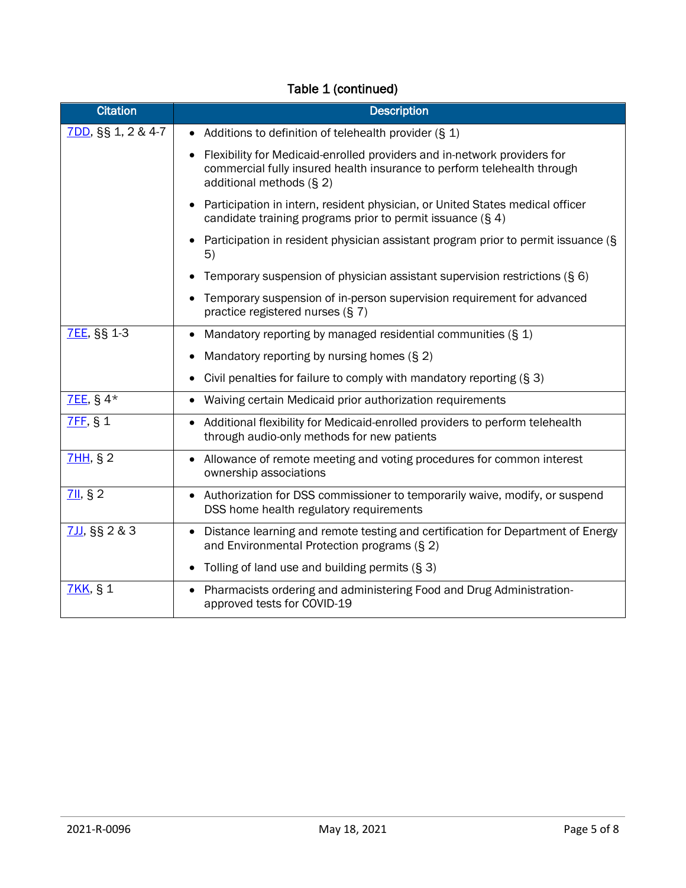Table 1 (continued)

| Citation | Description |
|---|---|
| 7DD, §§ 1, 2 & 4-7 | • Additions to definition of telehealth provider (§ 1)<br>• Flexibility for Medicaid-enrolled providers and in-network providers for commercial fully insured health insurance to perform telehealth through additional methods (§ 2)<br>• Participation in intern, resident physician, or United States medical officer candidate training programs prior to permit issuance (§ 4)<br>• Participation in resident physician assistant program prior to permit issuance (§ 5)<br>• Temporary suspension of physician assistant supervision restrictions (§ 6)<br>• Temporary suspension of in-person supervision requirement for advanced practice registered nurses (§ 7) |
| 7EE, §§ 1-3 | • Mandatory reporting by managed residential communities (§ 1)<br>• Mandatory reporting by nursing homes (§ 2)<br>• Civil penalties for failure to comply with mandatory reporting (§ 3) |
| 7EE, § 4* | • Waiving certain Medicaid prior authorization requirements |
| 7FF, § 1 | • Additional flexibility for Medicaid-enrolled providers to perform telehealth through audio-only methods for new patients |
| 7HH, § 2 | • Allowance of remote meeting and voting procedures for common interest ownership associations |
| 7II, § 2 | • Authorization for DSS commissioner to temporarily waive, modify, or suspend DSS home health regulatory requirements |
| 7JJ, §§ 2 & 3 | • Distance learning and remote testing and certification for Department of Energy and Environmental Protection programs (§ 2)<br>• Tolling of land use and building permits (§ 3) |
| 7KK, § 1 | • Pharmacists ordering and administering Food and Drug Administration-approved tests for COVID-19 |

2021-R-0096 May 18, 2021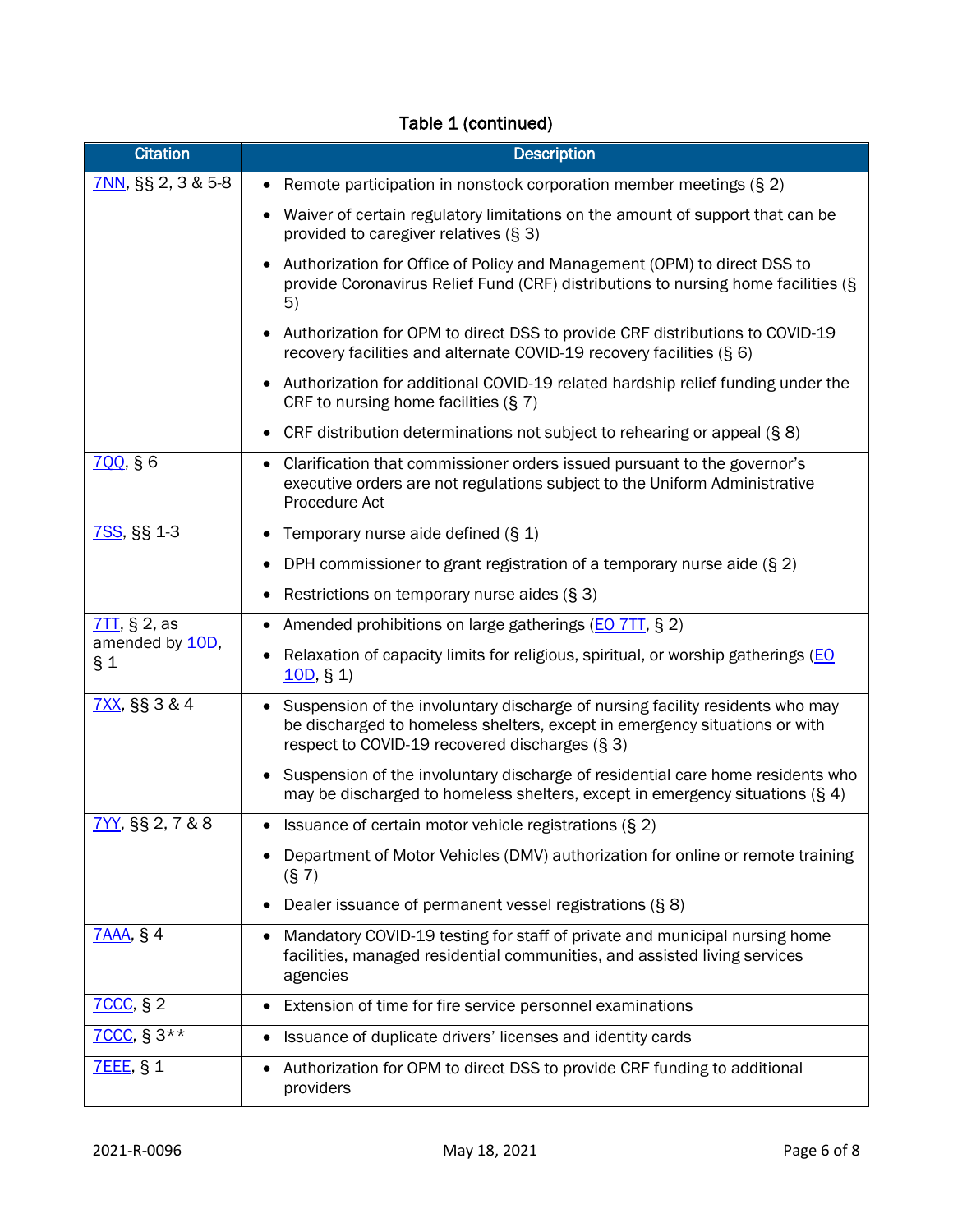**Table 1 (continued)**

| Citation | Description |
|---|---|
| 7NN, §§ 2, 3 & 5-8 | • Remote participation in nonstock corporation member meetings (§ 2)<br>• Waiver of certain regulatory limitations on the amount of support that can be provided to caregiver relatives (§ 3)<br>• Authorization for Office of Policy and Management (OPM) to direct DSS to provide Coronavirus Relief Fund (CRF) distributions to nursing home facilities (§ 5)<br>• Authorization for OPM to direct DSS to provide CRF distributions to COVID-19 recovery facilities and alternate COVID-19 recovery facilities (§ 6)<br>• Authorization for additional COVID-19 related hardship relief funding under the CRF to nursing home facilities (§ 7)<br>• CRF distribution determinations not subject to rehearing or appeal (§ 8) |
| 7QQ, § 6 | • Clarification that commissioner orders issued pursuant to the governor's executive orders are not regulations subject to the Uniform Administrative Procedure Act |
| 7SS, §§ 1-3 | • Temporary nurse aide defined (§ 1)<br>• DPH commissioner to grant registration of a temporary nurse aide (§ 2)<br>• Restrictions on temporary nurse aides (§ 3) |
| 7TT, § 2, as amended by 10D, § 1 | • Amended prohibitions on large gatherings (EO 7TT, § 2)<br>• Relaxation of capacity limits for religious, spiritual, or worship gatherings (EO 10D, § 1) |
| 7XX, §§ 3 & 4 | • Suspension of the involuntary discharge of nursing facility residents who may be discharged to homeless shelters, except in emergency situations or with respect to COVID-19 recovered discharges (§ 3)<br>• Suspension of the involuntary discharge of residential care home residents who may be discharged to homeless shelters, except in emergency situations (§ 4) |
| 7YY, §§ 2, 7 & 8 | • Issuance of certain motor vehicle registrations (§ 2)<br>• Department of Motor Vehicles (DMV) authorization for online or remote training (§ 7)<br>• Dealer issuance of permanent vessel registrations (§ 8) |
| 7AAA, § 4 | • Mandatory COVID-19 testing for staff of private and municipal nursing home facilities, managed residential communities, and assisted living services agencies |
| 7CCC, § 2 | • Extension of time for fire service personnel examinations |
| 7CCC, § 3** | • Issuance of duplicate drivers' licenses and identity cards |
| 7EEE, § 1 | • Authorization for OPM to direct DSS to provide CRF funding to additional providers |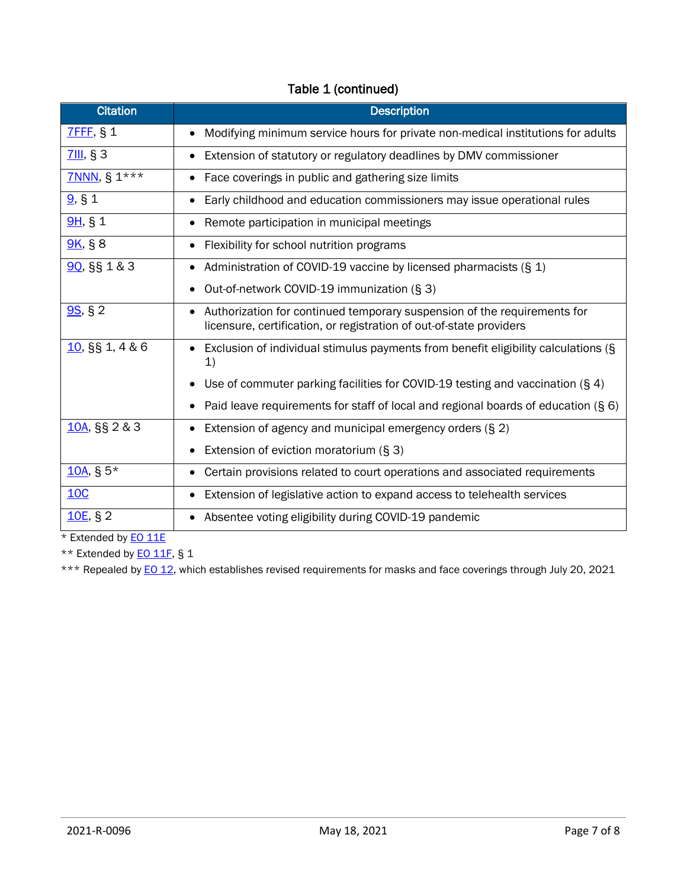Table 1 (continued)

| Citation | Description |
| --- | --- |
| 7FFF, § 1 | • Modifying minimum service hours for private non-medical institutions for adults |
| 7III, § 3 | • Extension of statutory or regulatory deadlines by DMV commissioner |
| 7NNN, § 1*** | • Face coverings in public and gathering size limits |
| 9, § 1 | • Early childhood and education commissioners may issue operational rules |
| 9H, § 1 | • Remote participation in municipal meetings |
| 9K, § 8 | • Flexibility for school nutrition programs |
| 9Q, §§ 1 & 3 | • Administration of COVID-19 vaccine by licensed pharmacists (§ 1)<br>• Out-of-network COVID-19 immunization (§ 3) |
| 9S, § 2 | • Authorization for continued temporary suspension of the requirements for licensure, certification, or registration of out-of-state providers |
| 10, §§ 1, 4 & 6 | • Exclusion of individual stimulus payments from benefit eligibility calculations (§ 1)<br>• Use of commuter parking facilities for COVID-19 testing and vaccination (§ 4)<br>• Paid leave requirements for staff of local and regional boards of education (§ 6) |
| 10A, §§ 2 & 3 | • Extension of agency and municipal emergency orders (§ 2)<br>• Extension of eviction moratorium (§ 3) |
| 10A, § 5* | • Certain provisions related to court operations and associated requirements |
| 10C | • Extension of legislative action to expand access to telehealth services |
| 10E, § 2 | • Absentee voting eligibility during COVID-19 pandemic |

* Extended by EO 11E

** Extended by EO 11F, § 1

*** Repealed by EO 12, which establishes revised requirements for masks and face coverings through July 20, 2021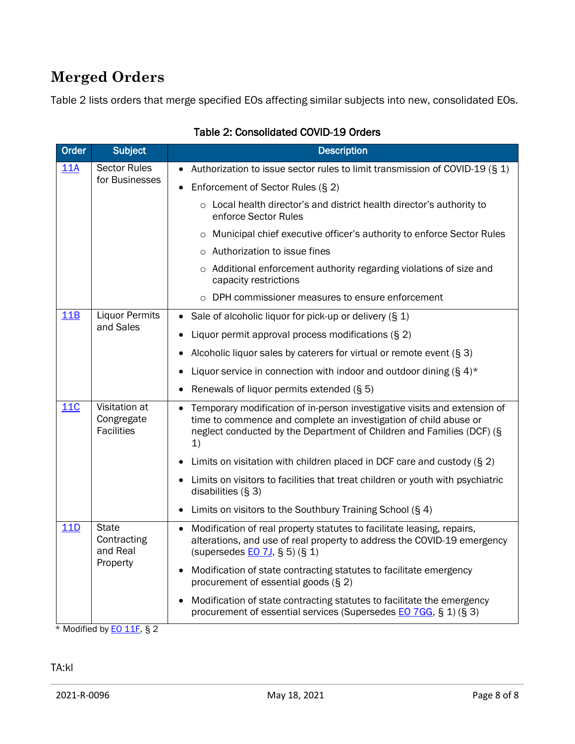## Merged Orders

Table 2 lists orders that merge specified EOs affecting similar subjects into new, consolidated EOs.

**Table 2: Consolidated COVID-19 Orders**

| Order | Subject | Description |
|---|---|---|
| 11A | Sector Rules for Businesses | • Authorization to issue sector rules to limit transmission of COVID-19 (§ 1)<br>• Enforcement of Sector Rules (§ 2)<br>&nbsp;&nbsp;○ Local health director's and district health director's authority to enforce Sector Rules<br>&nbsp;&nbsp;○ Municipal chief executive officer's authority to enforce Sector Rules<br>&nbsp;&nbsp;○ Authorization to issue fines<br>&nbsp;&nbsp;○ Additional enforcement authority regarding violations of size and capacity restrictions<br>&nbsp;&nbsp;○ DPH commissioner measures to ensure enforcement |
| 11B | Liquor Permits and Sales | • Sale of alcoholic liquor for pick-up or delivery (§ 1)<br>• Liquor permit approval process modifications (§ 2)<br>• Alcoholic liquor sales by caterers for virtual or remote event (§ 3)<br>• Liquor service in connection with indoor and outdoor dining (§ 4)*<br>• Renewals of liquor permits extended (§ 5) |
| 11C | Visitation at Congregate Facilities | • Temporary modification of in-person investigative visits and extension of time to commence and complete an investigation of child abuse or neglect conducted by the Department of Children and Families (DCF) (§ 1)<br>• Limits on visitation with children placed in DCF care and custody (§ 2)<br>• Limits on visitors to facilities that treat children or youth with psychiatric disabilities (§ 3)<br>• Limits on visitors to the Southbury Training School (§ 4) |
| 11D | State Contracting and Real Property | • Modification of real property statutes to facilitate leasing, repairs, alterations, and use of real property to address the COVID-19 emergency (supersedes EO 7J, § 5) (§ 1)<br>• Modification of state contracting statutes to facilitate emergency procurement of essential goods (§ 2)<br>• Modification of state contracting statutes to facilitate the emergency procurement of essential services (Supersedes EO 7GG, § 1) (§ 3) |

\* Modified by EO 11F, § 2

TA:kl